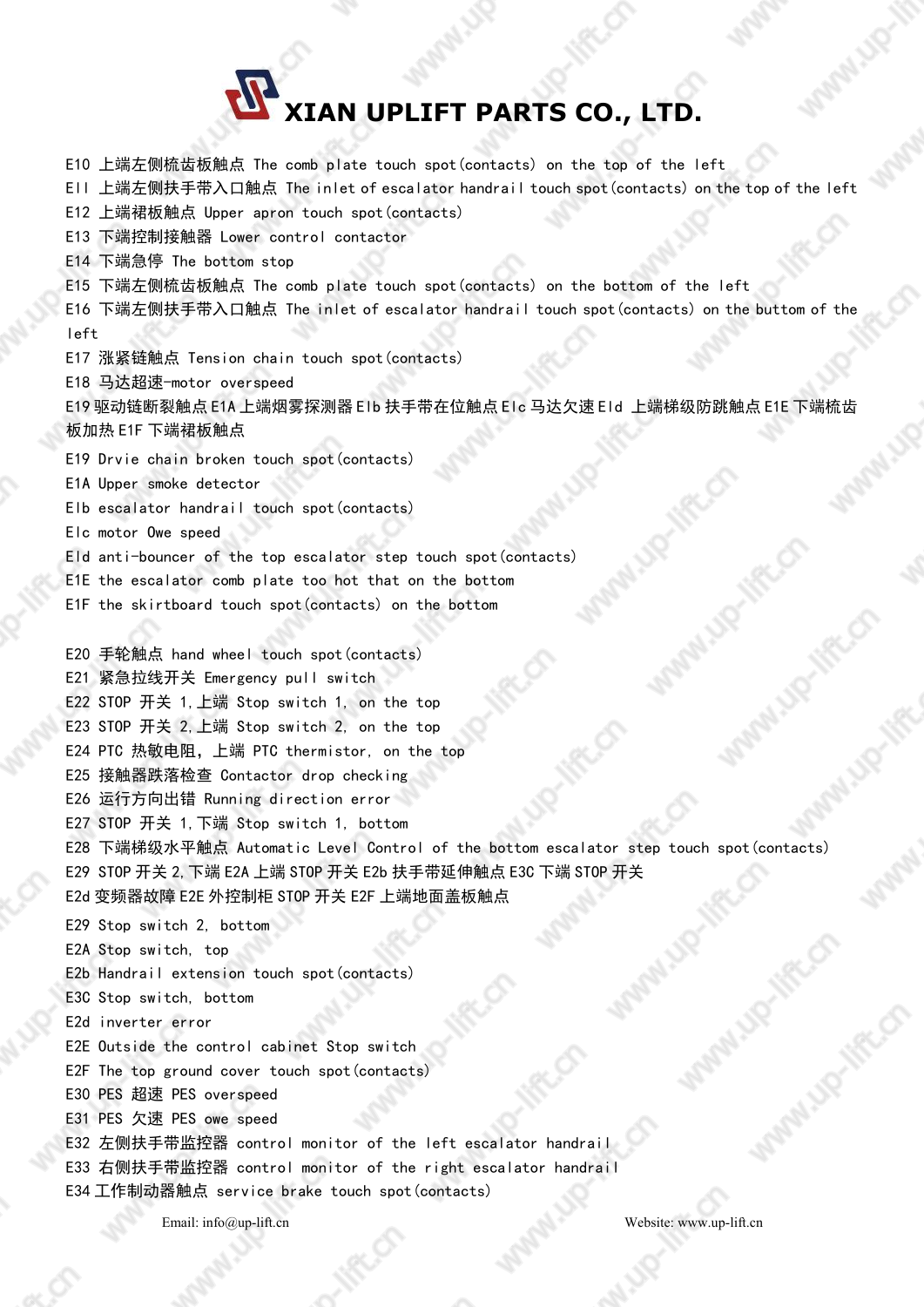# XIAN UPLIFT PARTS CO., LTD.

E10 上端左侧梳齿板触点 The comb plate touch spot(contacts) on the top of the left

EII 上端左侧扶手带入口触点 The inlet of escalator handrail touch spot(contacts) on the top of the left

E12 上端裙板触点 Upper apron touch spot(contacts)

E13 下端控制接触器 Lower control contactor

E14 下端急停 The bottom stop

E15 下端左侧梳齿板触点 The comb plate touch spot(contacts) on the bottom of the left

E16 下端左侧扶手带入口触点 The inlet of escalator handrail touch spot(contacts) on the buttom of the left

E17 涨紧链触点 Tension chain touch spot(contacts)

E18 马达超速-motor overspeed

E19 驱动链断裂触点 E1A 上端烟雾探测器 Elb 扶手带在位触点 Elc 马达欠速 Eld 上端梯级防跳触点 E1E 下端梳齿板加热 E1F 下端裙板触点

E19 Drvie chain broken touch spot(contacts)

E1A Upper smoke detector

Elb escalator handrail touch spot(contacts)

Elc motor Owe speed

Eld anti-bouncer of the top escalator step touch spot(contacts)

E1E the escalator comb plate too hot that on the bottom

E1F the skirtboard touch spot(contacts) on the bottom

E20 手轮触点 hand wheel touch spot(contacts)

E21 紧急拉线开关 Emergency pull switch

E22 STOP 开关 1,上端 Stop switch 1, on the top

E23 STOP 开关 2,上端 Stop switch 2, on the top

E24 PTC 热敏电阻，上端 PTC thermistor, on the top

E25 接触器跌落检查 Contactor drop checking

E26 运行方向出错 Running direction error

E27 STOP 开关 1,下端 Stop switch 1, bottom

E28 下端梯级水平触点 Automatic Level Control of the bottom escalator step touch spot(contacts)

E29 STOP 开关 2,下端 E2A 上端 STOP 开关 E2b 扶手带延伸触点 E3C 下端 STOP 开关 E2d 变频器故障 E2E 外控制柜 STOP 开关 E2F 上端地面盖板触点

E29 Stop switch 2, bottom

E2A Stop switch, top

E2b Handrail extension touch spot(contacts)

E3C Stop switch, bottom

E2d inverter error

E2E Outside the control cabinet Stop switch

E2F The top ground cover touch spot(contacts)

E30 PES 超速 PES overspeed

E31 PES 欠速 PES owe speed

E32 左侧扶手带监控器 control monitor of the left escalator handrail

E33 右侧扶手带监控器 control monitor of the right escalator handrail

E34 工作制动器触点 service brake touch spot(contacts)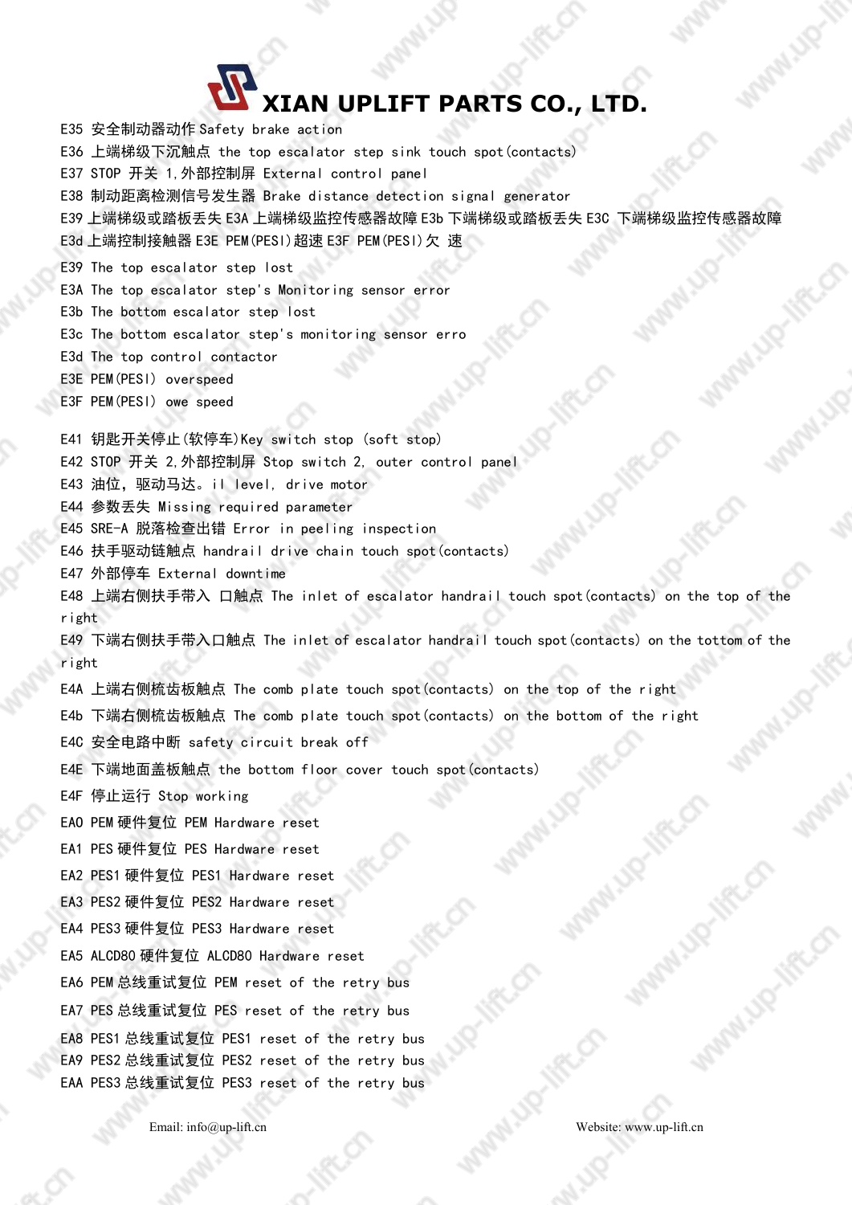E35 安全制动器动作 Safety brake action

E36 上端梯级下沉触点 the top escalator step sink touch spot(contacts)

E37 STOP 开关 1,外部控制屏 External control panel

E38 制动距离检测信号发生器 Brake distance detection signal generator

E39 上端梯级或踏板丢失 E3A 上端梯级监控传感器故障 E3b 下端梯级或踏板丢失 E3C 下端梯级监控传感器故障 E3d 上端控制接触器 E3E PEM(PESI)超速 E3F PEM(PESI)欠 速

E39 The top escalator step lost

E3A The top escalator step's Monitoring sensor error

E3b The bottom escalator step lost

E3c The bottom escalator step's monitoring sensor erro

E3d The top control contactor

E3E PEM(PESI) overspeed

E3F PEM(PESI) owe speed

E41 钥匙开关停止(软停车)Key switch stop (soft stop)

E42 STOP 开关 2,外部控制屏 Stop switch 2, outer control panel

E43 油位，驱动马达。il level, drive motor

E44 参数丢失 Missing required parameter

E45 SRE-A 脱落检查出错 Error in peeling inspection

E46 扶手驱动链触点 handrail drive chain touch spot(contacts)

E47 外部停车 External downtime

E48 上端右侧扶手带入 口触点 The inlet of escalator handrail touch spot(contacts) on the top of the right

E49 下端右侧扶手带入口触点 The inlet of escalator handrail touch spot(contacts) on the tottom of the right

E4A 上端右侧梳齿板触点 The comb plate touch spot(contacts) on the top of the right

E4b 下端右侧梳齿板触点 The comb plate touch spot(contacts) on the bottom of the right

E4C 安全电路中断 safety circuit break off

E4E 下端地面盖板触点 the bottom floor cover touch spot(contacts)

E4F 停止运行 Stop working

EA0 PEM 硬件复位 PEM Hardware reset

EA1 PES 硬件复位 PES Hardware reset

EA2 PES1 硬件复位 PES1 Hardware reset

EA3 PES2 硬件复位 PES2 Hardware reset

EA4 PES3 硬件复位 PES3 Hardware reset

EA5 ALCD80 硬件复位 ALCD80 Hardware reset

EA6 PEM 总线重试复位 PEM reset of the retry bus

EA7 PES 总线重试复位 PES reset of the retry bus

EA8 PES1 总线重试复位 PES1 reset of the retry bus

EA9 PES2 总线重试复位 PES2 reset of the retry bus

EAA PES3 总线重试复位 PES3 reset of the retry bus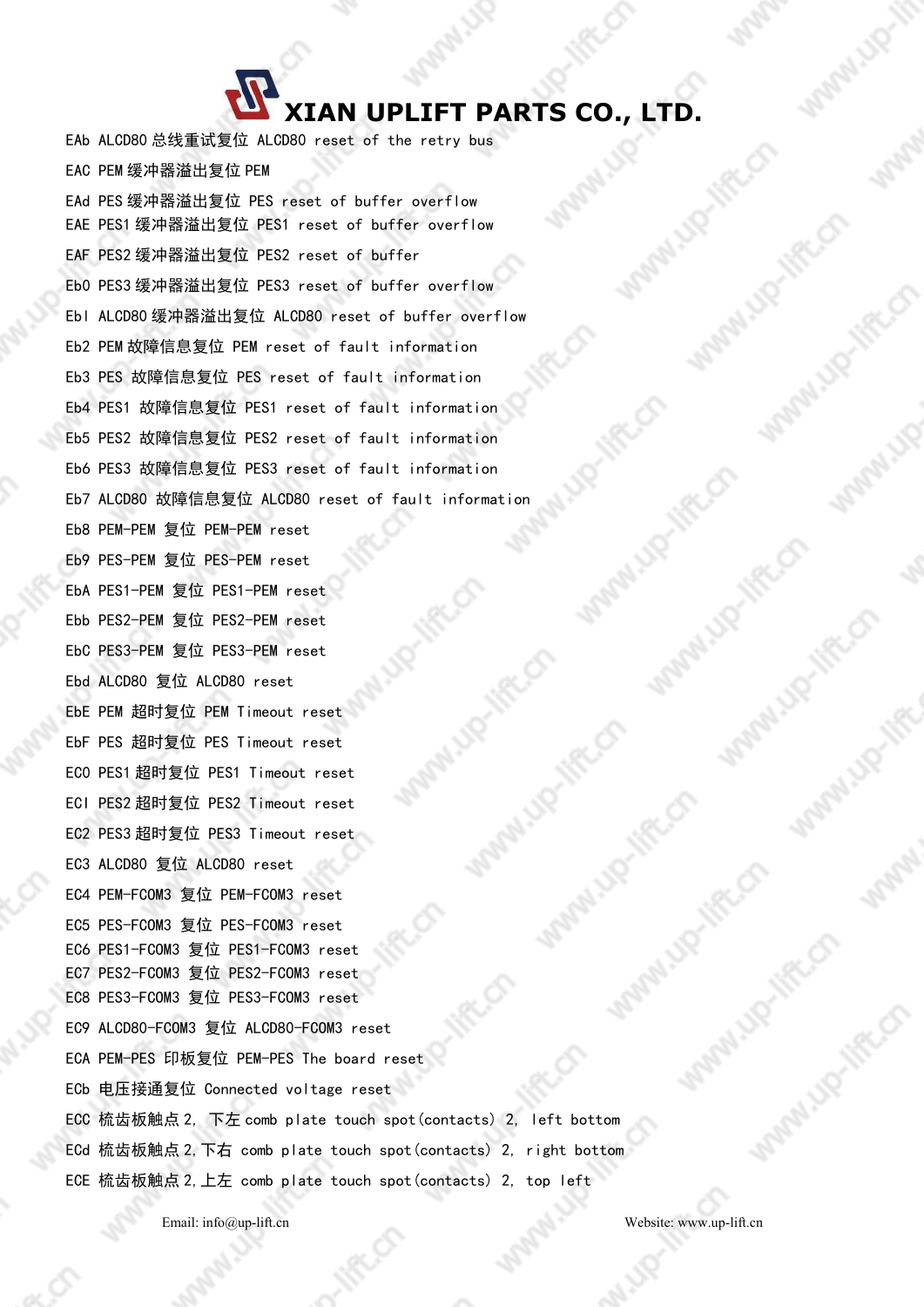# XIAN UPLIFT PARTS CO., LTD.

EAb ALCD80 总线重试复位 ALCD80 reset of the retry bus

EAC PEM 缓冲器溢出复位 PEM

EAd PES 缓冲器溢出复位 PES reset of buffer overflow

EAE PES1 缓冲器溢出复位 PES1 reset of buffer overflow

EAF PES2 缓冲器溢出复位 PES2 reset of buffer

Eb0 PES3 缓冲器溢出复位 PES3 reset of buffer overflow

Ebl ALCD80 缓冲器溢出复位 ALCD80 reset of buffer overflow

Eb2 PEM 故障信息复位 PEM reset of fault information

Eb3 PES 故障信息复位 PES reset of fault information

Eb4 PES1 故障信息复位 PES1 reset of fault information

Eb5 PES2 故障信息复位 PES2 reset of fault information

Eb6 PES3 故障信息复位 PES3 reset of fault information

Eb7 ALCD80 故障信息复位 ALCD80 reset of fault information

Eb8 PEM-PEM 复位 PEM-PEM reset

Eb9 PES-PEM 复位 PES-PEM reset

EbA PES1-PEM 复位 PES1-PEM reset

Ebb PES2-PEM 复位 PES2-PEM reset

EbC PES3-PEM 复位 PES3-PEM reset

Ebd ALCD80 复位 ALCD80 reset

EbE PEM 超时复位 PEM Timeout reset

EbF PES 超时复位 PES Timeout reset

EC0 PES1 超时复位 PES1 Timeout reset

ECl PES2 超时复位 PES2 Timeout reset

EC2 PES3 超时复位 PES3 Timeout reset

EC3 ALCD80 复位 ALCD80 reset

EC4 PEM-FCOM3 复位 PEM-FCOM3 reset

EC5 PES-FCOM3 复位 PES-FCOM3 reset

EC6 PES1-FCOM3 复位 PES1-FCOM3 reset

EC7 PES2-FCOM3 复位 PES2-FCOM3 reset

EC8 PES3-FCOM3 复位 PES3-FCOM3 reset

EC9 ALCD80-FCOM3 复位 ALCD80-FCOM3 reset

ECA PEM-PES 印板复位 PEM-PES The board reset

ECb 电压接通复位 Connected voltage reset

ECC 梳齿板触点 2, 下左 comb plate touch spot(contacts) 2, left bottom

ECd 梳齿板触点 2,下右 comb plate touch spot(contacts) 2, right bottom

ECE 梳齿板触点 2,上左 comb plate touch spot(contacts) 2, top left

Email: info@up-lift.cn Website: www.up-lift.cn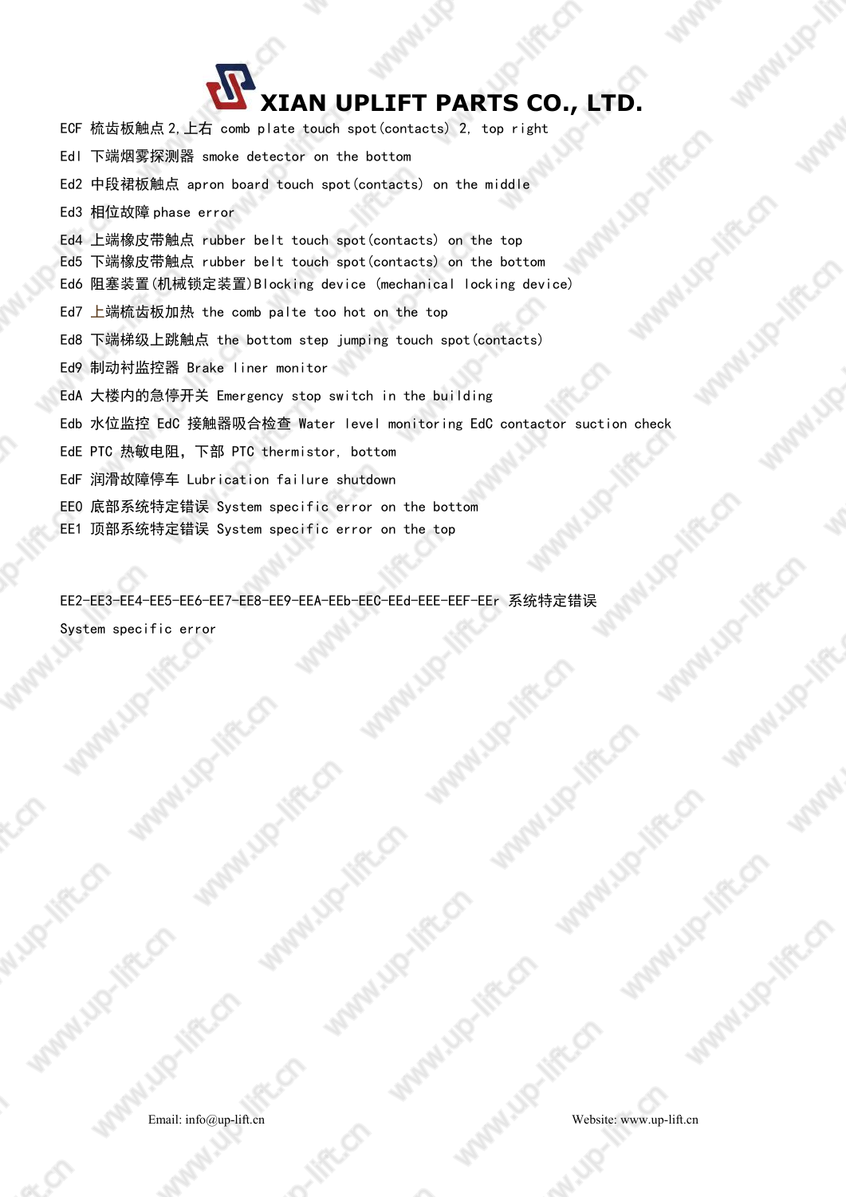ECF 梳齿板触点 2,上右 comb plate touch spot(contacts) 2, top right

Edl 下端烟雾探测器 smoke detector on the bottom

Ed2 中段裙板触点 apron board touch spot(contacts) on the middle

Ed3 相位故障 phase error

Ed4 上端橡皮带触点 rubber belt touch spot(contacts) on the top

Ed5 下端橡皮带触点 rubber belt touch spot(contacts) on the bottom

Ed6 阻塞装置(机械锁定装置)Blocking device (mechanical locking device)

Ed7 上端梳齿板加热 the comb palte too hot on the top

Ed8 下端梯级上跳触点 the bottom step jumping touch spot(contacts)

Ed9 制动衬监控器 Brake liner monitor

EdA 大楼内的急停开关 Emergency stop switch in the building

Edb 水位监控 EdC 接触器吸合检查 Water level monitoring EdC contactor suction check

EdE PTC 热敏电阻，下部 PTC thermistor, bottom

EdF 润滑故障停车 Lubrication failure shutdown

EE0 底部系统特定错误 System specific error on the bottom

EE1 顶部系统特定错误 System specific error on the top

EE2-EE3-EE4-EE5-EE6-EE7-EE8-EE9-EEA-EEb-EEC-EEd-EEE-EEF-EEr 系统特定错误

System specific error

Email: info@up-lift.cn

Website: www.up-lift.cn